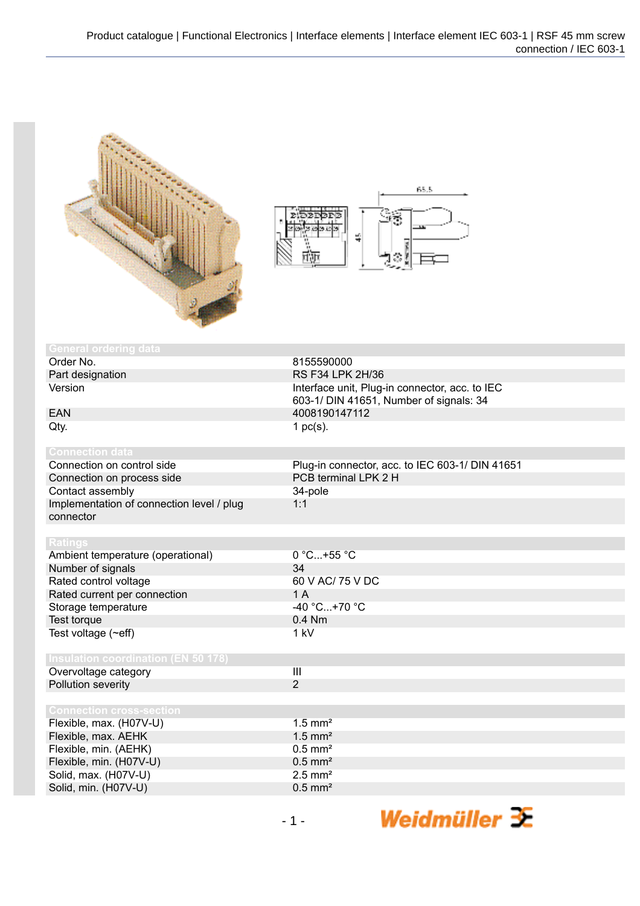## General ordering data

| | |
|---|---|
| Order No. | 8155590000 |
| Part designation | RS F34 LPK 2H/36 |
| Version | Interface unit, Plug-in connector, acc. to IEC 603-1/ DIN 41651, Number of signals: 34 |
| EAN | 4008190147112 |
| Qty. | 1 pc(s). |

## Connection data

| | |
|---|---|
| Connection on control side | Plug-in connector, acc. to IEC 603-1/ DIN 41651 |
| Connection on process side | PCB terminal LPK 2 H |
| Contact assembly | 34-pole |
| Implementation of connection level / plug connector | 1:1 |

## Ratings

| | |
|---|---|
| Ambient temperature (operational) | 0 °C...+55 °C |
| Number of signals | 34 |
| Rated control voltage | 60 V AC/ 75 V DC |
| Rated current per connection | 1 A |
| Storage temperature | -40 °C...+70 °C |
| Test torque | 0.4 Nm |
| Test voltage (~eff) | 1 kV |

## Insulation coordination (EN 50 178)

| | |
|---|---|
| Overvoltage category | III |
| Pollution severity | 2 |

## Connection cross-section

| | |
|---|---|
| Flexible, max. (H07V-U) | 1.5 mm² |
| Flexible, max. AEHK | 1.5 mm² |
| Flexible, min. (AEHK) | 0.5 mm² |
| Flexible, min. (H07V-U) | 0.5 mm² |
| Solid, max. (H07V-U) | 2.5 mm² |
| Solid, min. (H07V-U) | 0.5 mm² |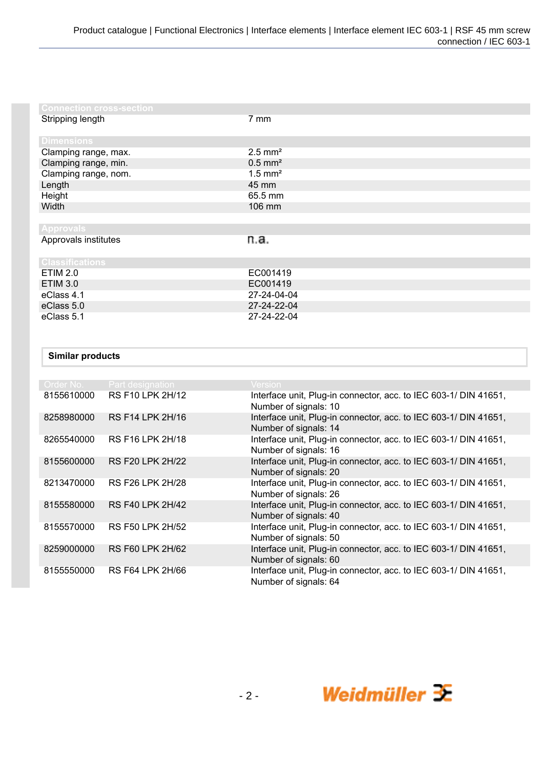| Connection cross-section | |
|---|---|
| Stripping length | 7 mm |

| Dimensions | |
|---|---|
| Clamping range, max. | 2.5 mm² |
| Clamping range, min. | 0.5 mm² |
| Clamping range, nom. | 1.5 mm² |
| Length | 45 mm |
| Height | 65.5 mm |
| Width | 106 mm |

| Approvals | |
|---|---|
| Approvals institutes | n.a. |

| Classifications | |
|---|---|
| ETIM 2.0 | EC001419 |
| ETIM 3.0 | EC001419 |
| eClass 4.1 | 27-24-04-04 |
| eClass 5.0 | 27-24-22-04 |
| eClass 5.1 | 27-24-22-04 |

**Similar products**

| Order No. | Part designation | Version |
|---|---|---|
| 8155610000 | RS F10 LPK 2H/12 | Interface unit, Plug-in connector, acc. to IEC 603-1/ DIN 41651, Number of signals: 10 |
| 8258980000 | RS F14 LPK 2H/16 | Interface unit, Plug-in connector, acc. to IEC 603-1/ DIN 41651, Number of signals: 14 |
| 8265540000 | RS F16 LPK 2H/18 | Interface unit, Plug-in connector, acc. to IEC 603-1/ DIN 41651, Number of signals: 16 |
| 8155600000 | RS F20 LPK 2H/22 | Interface unit, Plug-in connector, acc. to IEC 603-1/ DIN 41651, Number of signals: 20 |
| 8213470000 | RS F26 LPK 2H/28 | Interface unit, Plug-in connector, acc. to IEC 603-1/ DIN 41651, Number of signals: 26 |
| 8155580000 | RS F40 LPK 2H/42 | Interface unit, Plug-in connector, acc. to IEC 603-1/ DIN 41651, Number of signals: 40 |
| 8155570000 | RS F50 LPK 2H/52 | Interface unit, Plug-in connector, acc. to IEC 603-1/ DIN 41651, Number of signals: 50 |
| 8259000000 | RS F60 LPK 2H/62 | Interface unit, Plug-in connector, acc. to IEC 603-1/ DIN 41651, Number of signals: 60 |
| 8155550000 | RS F64 LPK 2H/66 | Interface unit, Plug-in connector, acc. to IEC 603-1/ DIN 41651, Number of signals: 64 |